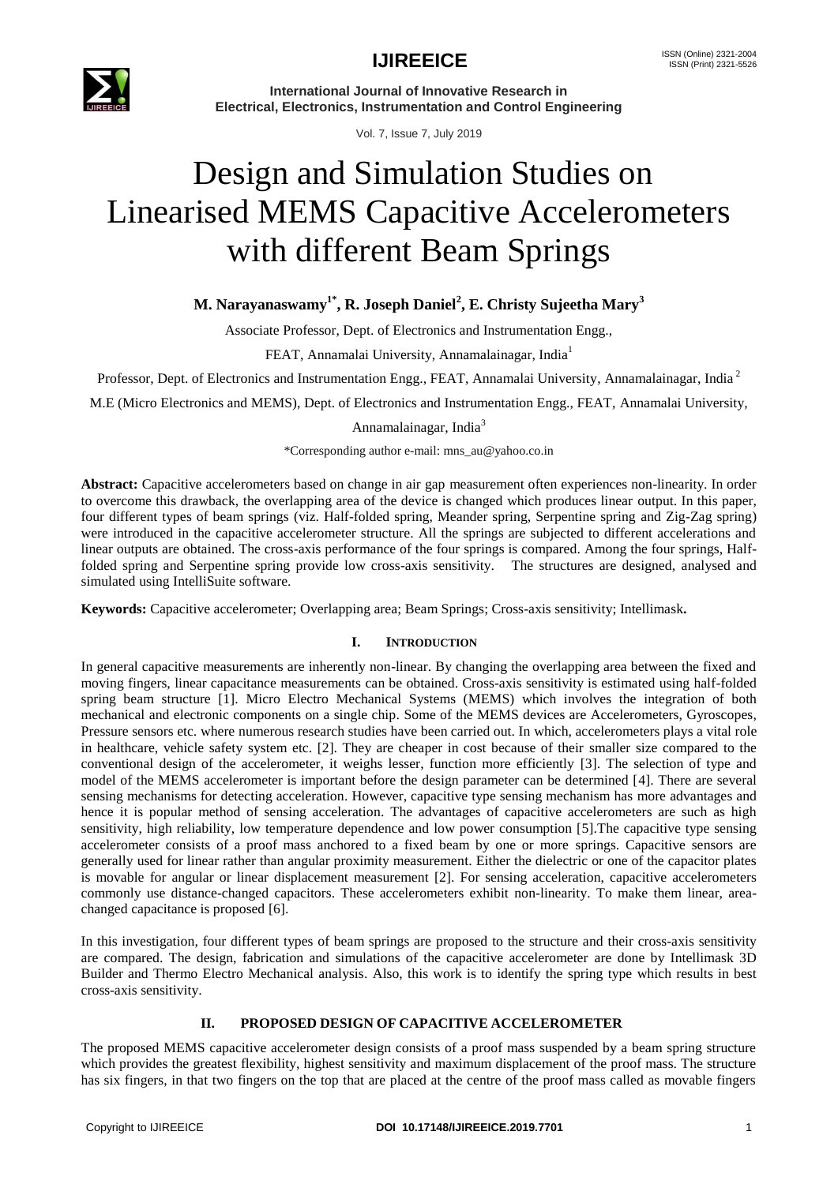# Design and Simulation Studies on Linearised MEMS Capacitive Accelerometers with different Beam Springs

**M. Narayanaswamy[1*], R. Joseph Daniel[2], E. Christy Sujeetha Mary[3]**

Associate Professor, Dept. of Electronics and Instrumentation Engg., FEAT, Annamalai University, Annamalainagar, India[1]

Professor, Dept. of Electronics and Instrumentation Engg., FEAT, Annamalai University, Annamalainagar, India[2]

M.E (Micro Electronics and MEMS), Dept. of Electronics and Instrumentation Engg., FEAT, Annamalai University, Annamalainagar, India[3]

*Corresponding author e-mail: mns_au@yahoo.co.in

**Abstract:** Capacitive accelerometers based on change in air gap measurement often experiences non-linearity. In order to overcome this drawback, the overlapping area of the device is changed which produces linear output. In this paper, four different types of beam springs (viz. Half-folded spring, Meander spring, Serpentine spring and Zig-Zag spring) were introduced in the capacitive accelerometer structure. All the springs are subjected to different accelerations and linear outputs are obtained. The cross-axis performance of the four springs is compared. Among the four springs, Half-folded spring and Serpentine spring provide low cross-axis sensitivity. The structures are designed, analysed and simulated using IntelliSuite software.

**Keywords:** Capacitive accelerometer; Overlapping area; Beam Springs; Cross-axis sensitivity; Intellimask**.**

## I. INTRODUCTION

In general capacitive measurements are inherently non-linear. By changing the overlapping area between the fixed and moving fingers, linear capacitance measurements can be obtained. Cross-axis sensitivity is estimated using half-folded spring beam structure [1]. Micro Electro Mechanical Systems (MEMS) which involves the integration of both mechanical and electronic components on a single chip. Some of the MEMS devices are Accelerometers, Gyroscopes, Pressure sensors etc. where numerous research studies have been carried out. In which, accelerometers plays a vital role in healthcare, vehicle safety system etc. [2]. They are cheaper in cost because of their smaller size compared to the conventional design of the accelerometer, it weighs lesser, function more efficiently [3]. The selection of type and model of the MEMS accelerometer is important before the design parameter can be determined [4]. There are several sensing mechanisms for detecting acceleration. However, capacitive type sensing mechanism has more advantages and hence it is popular method of sensing acceleration. The advantages of capacitive accelerometers are such as high sensitivity, high reliability, low temperature dependence and low power consumption [5].The capacitive type sensing accelerometer consists of a proof mass anchored to a fixed beam by one or more springs. Capacitive sensors are generally used for linear rather than angular proximity measurement. Either the dielectric or one of the capacitor plates is movable for angular or linear displacement measurement [2]. For sensing acceleration, capacitive accelerometers commonly use distance-changed capacitors. These accelerometers exhibit non-linearity. To make them linear, area-changed capacitance is proposed [6].

In this investigation, four different types of beam springs are proposed to the structure and their cross-axis sensitivity are compared. The design, fabrication and simulations of the capacitive accelerometer are done by Intellimask 3D Builder and Thermo Electro Mechanical analysis. Also, this work is to identify the spring type which results in best cross-axis sensitivity.

## II. PROPOSED DESIGN OF CAPACITIVE ACCELEROMETER

The proposed MEMS capacitive accelerometer design consists of a proof mass suspended by a beam spring structure which provides the greatest flexibility, highest sensitivity and maximum displacement of the proof mass. The structure has six fingers, in that two fingers on the top that are placed at the centre of the proof mass called as movable fingers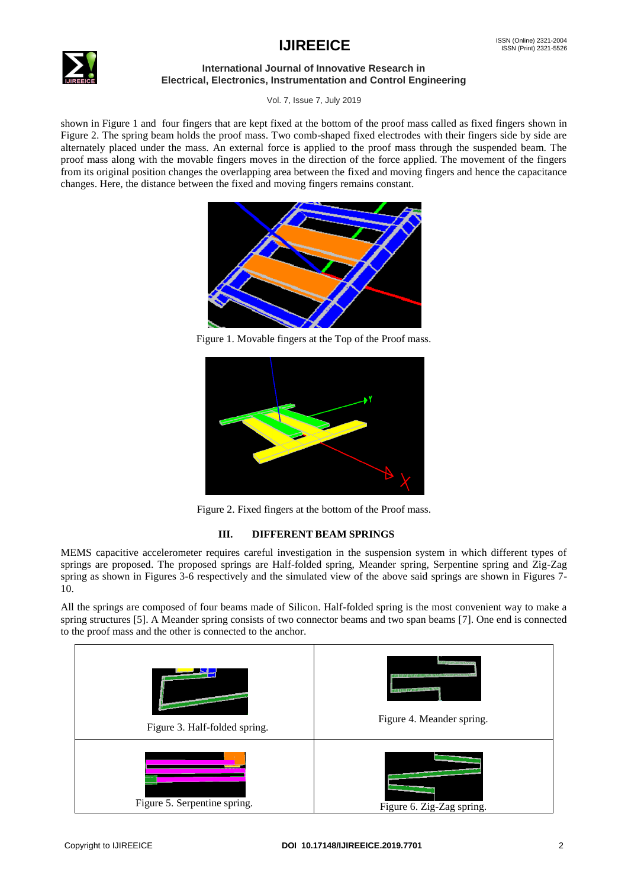shown in Figure 1 and four fingers that are kept fixed at the bottom of the proof mass called as fixed fingers shown in Figure 2. The spring beam holds the proof mass. Two comb-shaped fixed electrodes with their fingers side by side are alternately placed under the mass. An external force is applied to the proof mass through the suspended beam. The proof mass along with the movable fingers moves in the direction of the force applied. The movement of the fingers from its original position changes the overlapping area between the fixed and moving fingers and hence the capacitance changes. Here, the distance between the fixed and moving fingers remains constant.

Figure 1. Movable fingers at the Top of the Proof mass.

Figure 2. Fixed fingers at the bottom of the Proof mass.

## III. DIFFERENT BEAM SPRINGS

MEMS capacitive accelerometer requires careful investigation in the suspension system in which different types of springs are proposed. The proposed springs are Half-folded spring, Meander spring, Serpentine spring and Zig-Zag spring as shown in Figures 3-6 respectively and the simulated view of the above said springs are shown in Figures 7-10.

All the springs are composed of four beams made of Silicon. Half-folded spring is the most convenient way to make a spring structures [5]. A Meander spring consists of two connector beams and two span beams [7]. One end is connected to the proof mass and the other is connected to the anchor.

| | |
|---|---|
| Figure 3. Half-folded spring. | Figure 4. Meander spring. |
| Figure 5. Serpentine spring. | Figure 6. Zig-Zag spring. |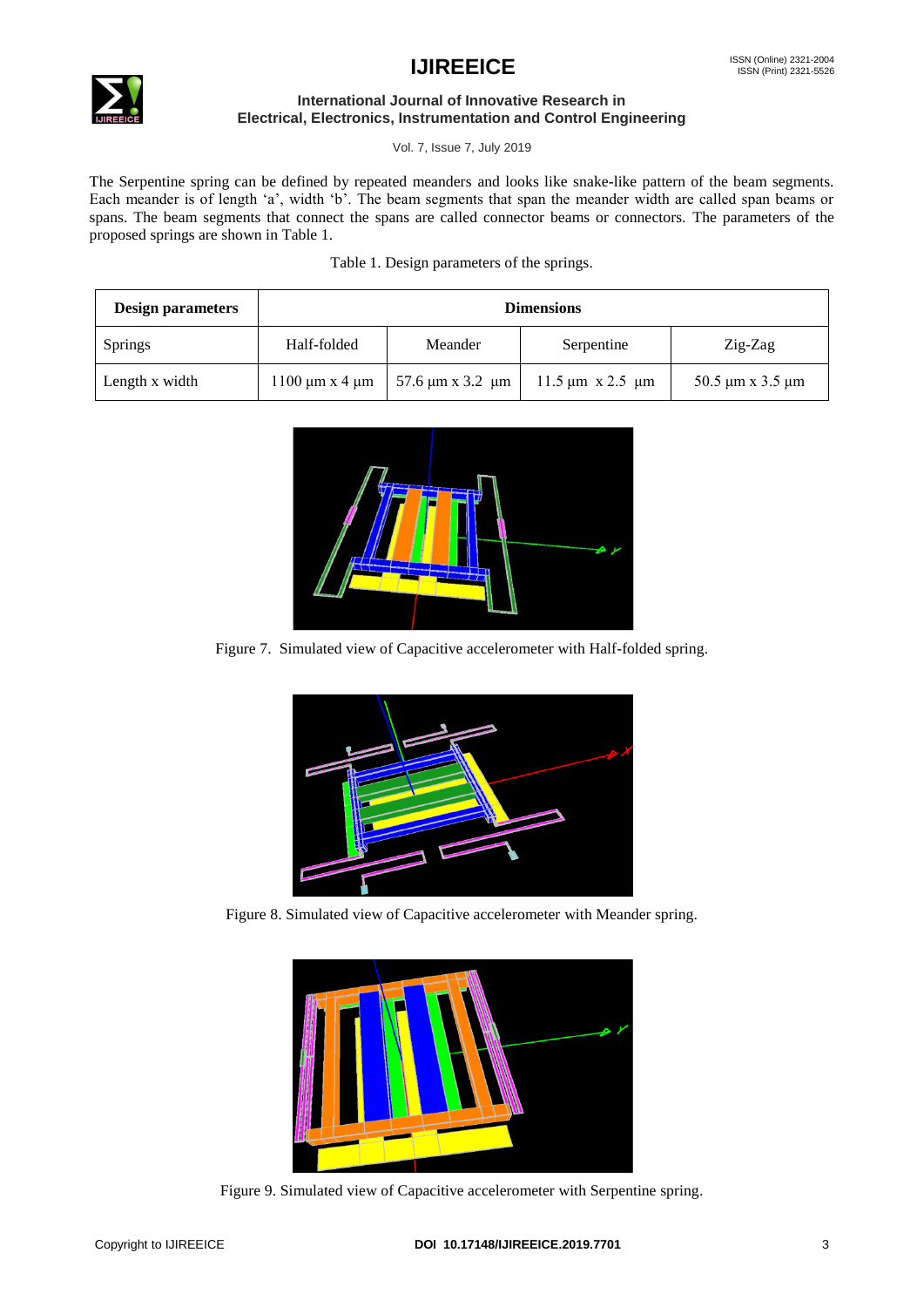The Serpentine spring can be defined by repeated meanders and looks like snake-like pattern of the beam segments. Each meander is of length 'a', width 'b'. The beam segments that span the meander width are called span beams or spans. The beam segments that connect the spans are called connector beams or connectors. The parameters of the proposed springs are shown in Table 1.

Table 1. Design parameters of the springs.

| Design parameters | Dimensions | | | |
|---|---|---|---|---|
| Springs | Half-folded | Meander | Serpentine | Zig-Zag |
| Length x width | 1100 µm x 4 µm | 57.6 µm x 3.2 µm | 11.5 µm x 2.5 µm | 50.5 µm x 3.5 µm |

Figure 7. Simulated view of Capacitive accelerometer with Half-folded spring.

Figure 8. Simulated view of Capacitive accelerometer with Meander spring.

Figure 9. Simulated view of Capacitive accelerometer with Serpentine spring.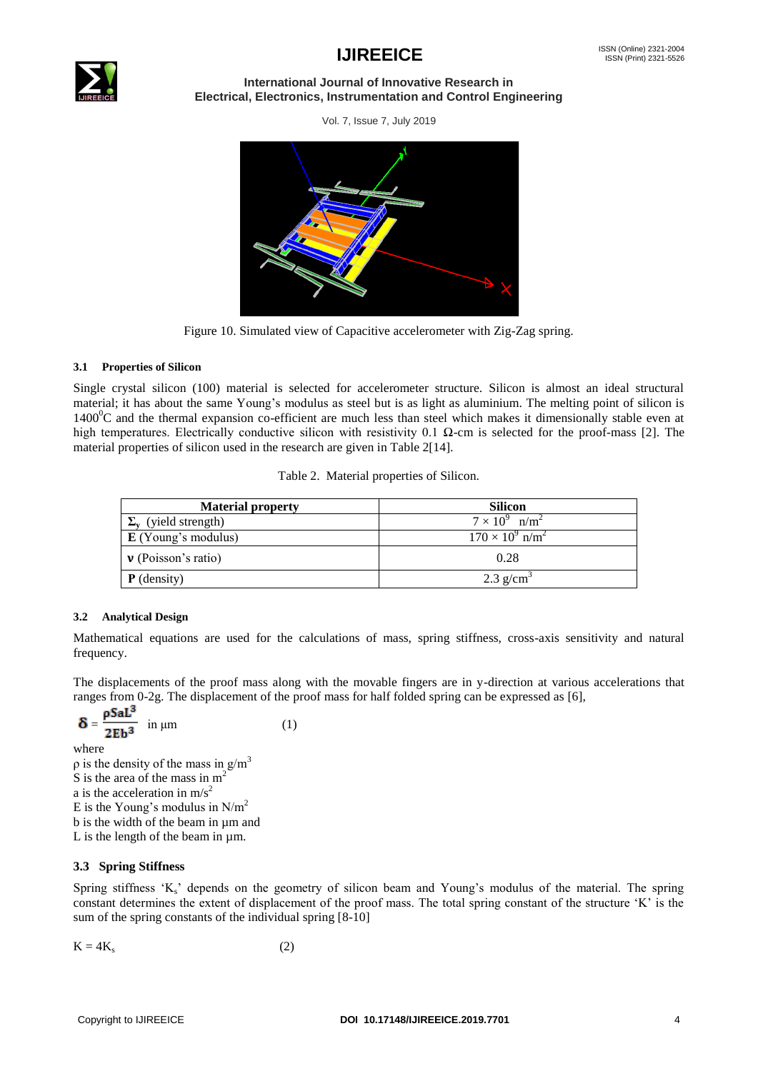Figure 10. Simulated view of Capacitive accelerometer with Zig-Zag spring.

### 3.1 Properties of Silicon

Single crystal silicon (100) material is selected for accelerometer structure. Silicon is almost an ideal structural material; it has about the same Young's modulus as steel but is as light as aluminium. The melting point of silicon is $1400^0$C and the thermal expansion co-efficient are much less than steel which makes it dimensionally stable even at high temperatures. Electrically conductive silicon with resistivity 0.1 Ω-cm is selected for the proof-mass [2]. The material properties of silicon used in the research are given in Table 2[14].

Table 2. Material properties of Silicon.

| Material property | Silicon |
|---|---|
| $\Sigma_y$ (yield strength) | $7 \times 10^9$ n/m$^2$ |
| **E** (Young's modulus) | $170 \times 10^9$ n/m$^2$ |
| **ν** (Poisson's ratio) | 0.28 |
| **Ρ** (density) | 2.3 g/cm$^3$ |

### 3.2 Analytical Design

Mathematical equations are used for the calculations of mass, spring stiffness, cross-axis sensitivity and natural frequency.

The displacements of the proof mass along with the movable fingers are in y-direction at various accelerations that ranges from 0-2g. The displacement of the proof mass for half folded spring can be expressed as [6],

$$\delta = \frac{\rho S a L^3}{2Eb^3} \text{ in } \mu\text{m} \quad (1)$$

where
ρ is the density of the mass in g/m$^3$
S is the area of the mass in m$^2$
a is the acceleration in m/s$^2$
E is the Young's modulus in N/m$^2$
b is the width of the beam in μm and
L is the length of the beam in μm.

### 3.3 Spring Stiffness

Spring stiffness '$K_s$' depends on the geometry of silicon beam and Young's modulus of the material. The spring constant determines the extent of displacement of the proof mass. The total spring constant of the structure 'K' is the sum of the spring constants of the individual spring [8-10]

$$K = 4K_s \quad (2)$$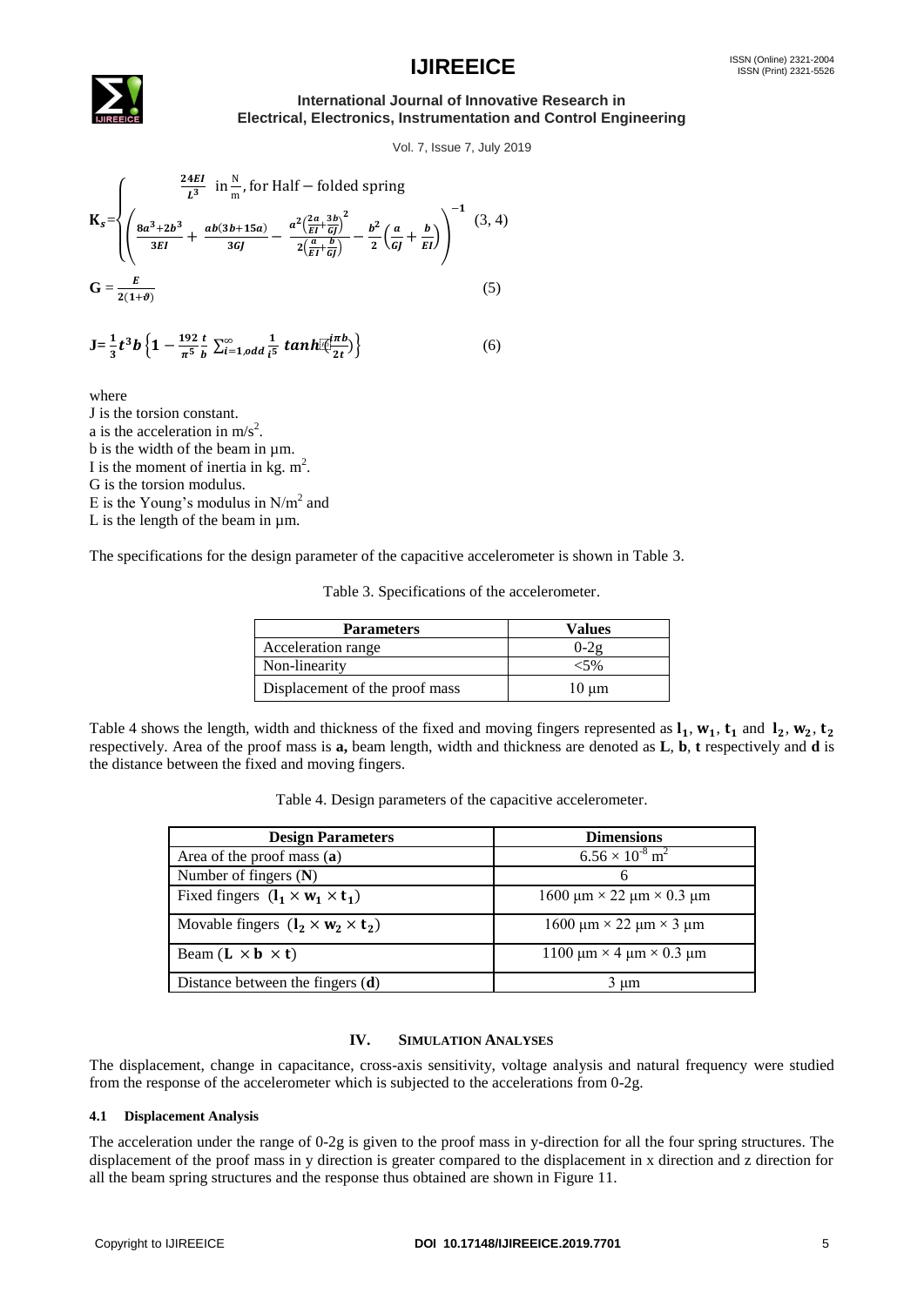$$\mathbf{K}_s = \begin{cases} \dfrac{24EI}{L^3} \text{ in } \dfrac{\text{N}}{\text{m}}, \text{for Half} - \text{folded spring} \\ \left( \dfrac{8a^3+2b^3}{3EI} + \dfrac{ab(3b+15a)}{3GJ} - \dfrac{a^2\left(\frac{2a}{EI}+\frac{3b}{GJ}\right)^2}{2\left(\frac{a}{EI}+\frac{b}{GJ}\right)} - \dfrac{b^2}{2}\left(\dfrac{a}{GJ}+\dfrac{b}{EI}\right) \right)^{-1} \end{cases} \quad (3, 4)$$

$$\mathbf{G} = \frac{E}{2(1+\vartheta)} \quad (5)$$

$$\mathbf{J} = \frac{1}{3}t^3 b \left\{ 1 - \frac{192}{\pi^5}\frac{t}{b} \sum_{i=1,odd}^{\infty} \frac{1}{i^5} \tanh\left(\frac{i\pi b}{2t}\right) \right\} \quad (6)$$

where

J is the torsion constant.
a is the acceleration in $m/s^2$.
b is the width of the beam in µm.
I is the moment of inertia in kg. $m^2$.
G is the torsion modulus.
E is the Young's modulus in $N/m^2$ and
L is the length of the beam in µm.

The specifications for the design parameter of the capacitive accelerometer is shown in Table 3.

Table 3. Specifications of the accelerometer.

| Parameters | Values |
|---|---|
| Acceleration range | 0-2g |
| Non-linearity | <5% |
| Displacement of the proof mass | 10 µm |

Table 4 shows the length, width and thickness of the fixed and moving fingers represented as $\mathbf{l_1}$, $\mathbf{w_1}$, $\mathbf{t_1}$ and $\mathbf{l_2}$, $\mathbf{w_2}$, $\mathbf{t_2}$ respectively. Area of the proof mass is **a,** beam length, width and thickness are denoted as **L**, **b**, **t** respectively and **d** is the distance between the fixed and moving fingers.

Table 4. Design parameters of the capacitive accelerometer.

| Design Parameters | Dimensions |
|---|---|
| Area of the proof mass (**a**) | $6.56 \times 10^{-8}$ m$^2$ |
| Number of fingers (**N**) | 6 |
| Fixed fingers ($\mathbf{l_1} \times \mathbf{w_1} \times \mathbf{t_1}$) | 1600 µm × 22 µm × 0.3 µm |
| Movable fingers ($\mathbf{l_2} \times \mathbf{w_2} \times \mathbf{t_2}$) | 1600 µm × 22 µm × 3 µm |
| Beam ($\mathbf{L} \times \mathbf{b} \times \mathbf{t}$) | 1100 µm × 4 µm × 0.3 µm |
| Distance between the fingers (**d**) | 3 µm |

## IV. SIMULATION ANALYSES

The displacement, change in capacitance, cross-axis sensitivity, voltage analysis and natural frequency were studied from the response of the accelerometer which is subjected to the accelerations from 0-2g.

### 4.1 Displacement Analysis

The acceleration under the range of 0-2g is given to the proof mass in y-direction for all the four spring structures. The displacement of the proof mass in y direction is greater compared to the displacement in x direction and z direction for all the beam spring structures and the response thus obtained are shown in Figure 11.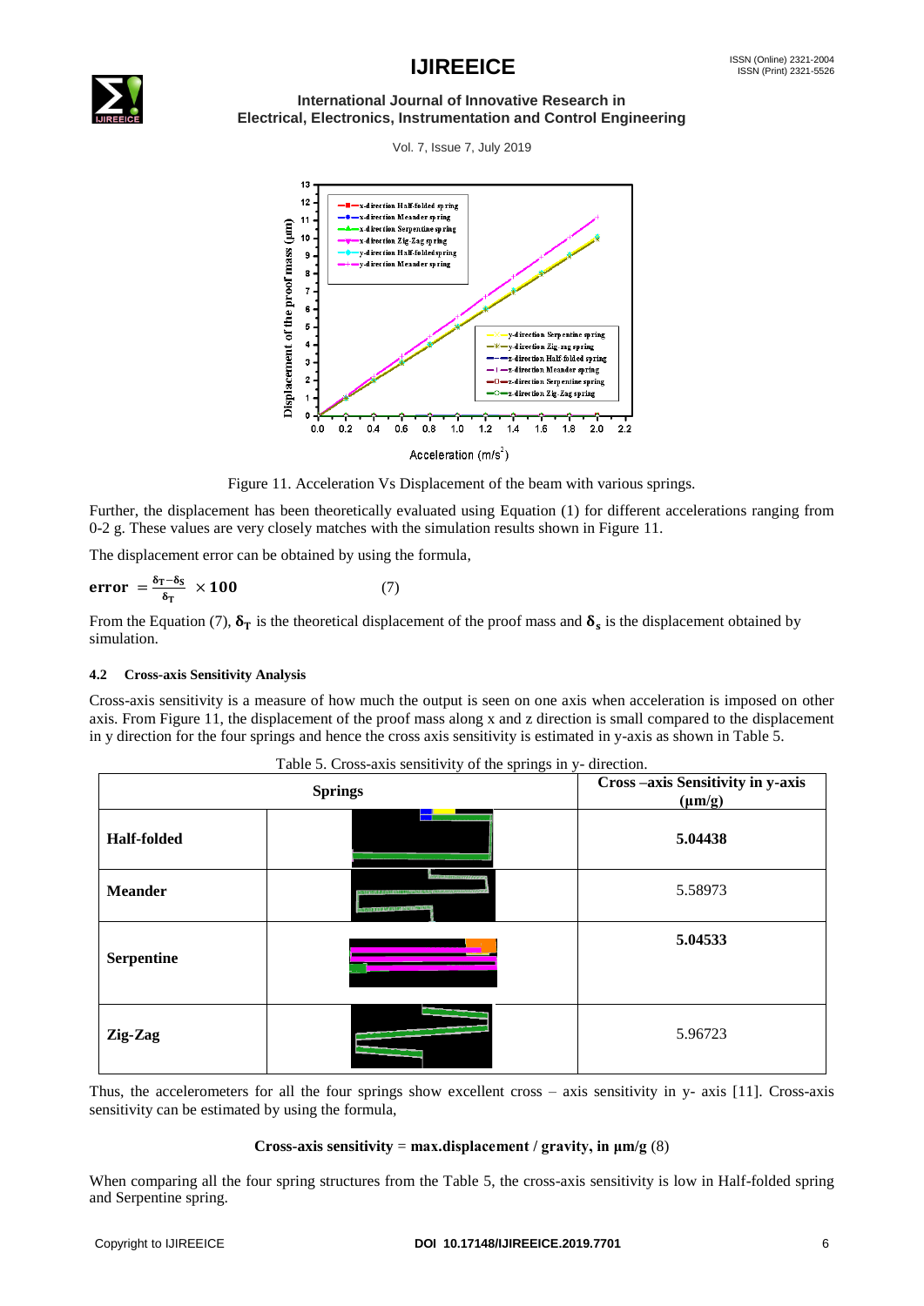Figure 11. Acceleration Vs Displacement of the beam with various springs.

Further, the displacement has been theoretically evaluated using Equation (1) for different accelerations ranging from 0-2 g. These values are very closely matches with the simulation results shown in Figure 11.

The displacement error can be obtained by using the formula,

$$\textbf{error} = \frac{\delta_T - \delta_S}{\delta_T} \times 100 \qquad (7)$$

From the Equation (7), $\delta_T$ is the theoretical displacement of the proof mass and $\delta_s$ is the displacement obtained by simulation.

### 4.2 Cross-axis Sensitivity Analysis

Cross-axis sensitivity is a measure of how much the output is seen on one axis when acceleration is imposed on other axis. From Figure 11, the displacement of the proof mass along x and z direction is small compared to the displacement in y direction for the four springs and hence the cross axis sensitivity is estimated in y-axis as shown in Table 5.

Table 5. Cross-axis sensitivity of the springs in y- direction.

| Springs | | Cross –axis Sensitivity in y-axis (μm/g) |
|---|---|---|
| **Half-folded** | | **5.04438** |
| **Meander** | | 5.58973 |
| **Serpentine** | | **5.04533** |
| **Zig-Zag** | | 5.96723 |

Thus, the accelerometers for all the four springs show excellent cross – axis sensitivity in y- axis [11]. Cross-axis sensitivity can be estimated by using the formula,

**Cross-axis sensitivity** = **max.displacement / gravity, in μm/g** (8)

When comparing all the four spring structures from the Table 5, the cross-axis sensitivity is low in Half-folded spring and Serpentine spring.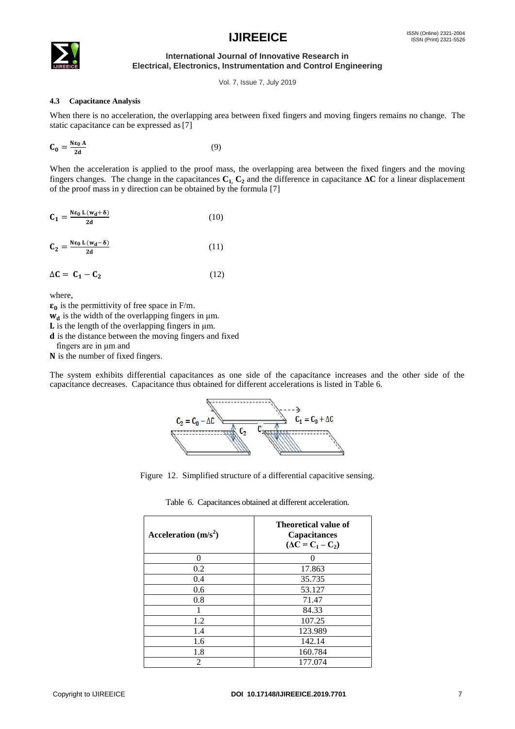### 4.3 Capacitance Analysis

When there is no acceleration, the overlapping area between fixed fingers and moving fingers remains no change. The static capacitance can be expressed as [7]

$$C_0 = \frac{N\varepsilon_0 A}{2d} \tag{9}$$

When the acceleration is applied to the proof mass, the overlapping area between the fixed fingers and the moving fingers changes. The change in the capacitances $C_1$, $C_2$ and the difference in capacitance $\Delta C$ for a linear displacement of the proof mass in y direction can be obtained by the formula [7]

$$C_1 = \frac{N\varepsilon_0 L\,(w_d + \delta)}{2d} \tag{10}$$

$$C_2 = \frac{N\varepsilon_0 L\,(w_d - \delta)}{2d} \tag{11}$$

$$\Delta C = C_1 - C_2 \tag{12}$$

where,

$\varepsilon_0$ is the permittivity of free space in F/m.
$w_d$ is the width of the overlapping fingers in μm.
$L$ is the length of the overlapping fingers in μm.
$d$ is the distance between the moving fingers and fixed fingers are in μm and
$N$ is the number of fixed fingers.

The system exhibits differential capacitances as one side of the capacitance increases and the other side of the capacitance decreases. Capacitance thus obtained for different accelerations is listed in Table 6.

Figure 12. Simplified structure of a differential capacitive sensing.

Table 6. Capacitances obtained at different acceleration.

| Acceleration ($m/s^2$) | Theoretical value of Capacitances ($\Delta C = C_1 - C_2$) |
|---|---|
| 0 | 0 |
| 0.2 | 17.863 |
| 0.4 | 35.735 |
| 0.6 | 53.127 |
| 0.8 | 71.47 |
| 1 | 84.33 |
| 1.2 | 107.25 |
| 1.4 | 123.989 |
| 1.6 | 142.14 |
| 1.8 | 160.784 |
| 2 | 177.074 |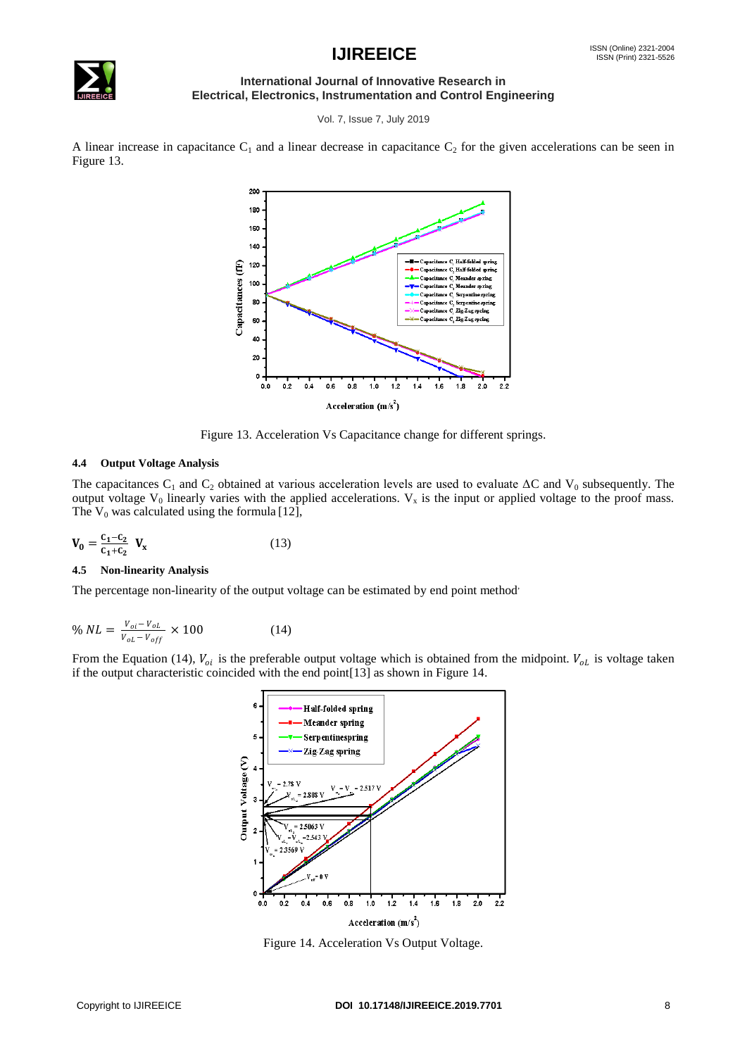A linear increase in capacitance $C_1$ and a linear decrease in capacitance $C_2$ for the given accelerations can be seen in Figure 13.

Figure 13. Acceleration Vs Capacitance change for different springs.

### 4.4 Output Voltage Analysis

The capacitances $C_1$ and $C_2$ obtained at various acceleration levels are used to evaluate $\Delta C$ and $V_0$ subsequently. The output voltage $V_0$ linearly varies with the applied accelerations. $V_x$ is the input or applied voltage to the proof mass. The $V_0$ was calculated using the formula [12],

$$\mathbf{V_0} = \frac{C_1 - C_2}{C_1 + C_2}\ \mathbf{V_x} \tag{13}$$

### 4.5 Non-linearity Analysis

The percentage non-linearity of the output voltage can be estimated by end point method.

$$\%\ NL = \frac{V_{oi} - V_{oL}}{V_{oL} - V_{off}} \times 100 \tag{14}$$

From the Equation (14), $V_{oi}$ is the preferable output voltage which is obtained from the midpoint. $V_{oL}$ is voltage taken if the output characteristic coincided with the end point[13] as shown in Figure 14.

Figure 14. Acceleration Vs Output Voltage.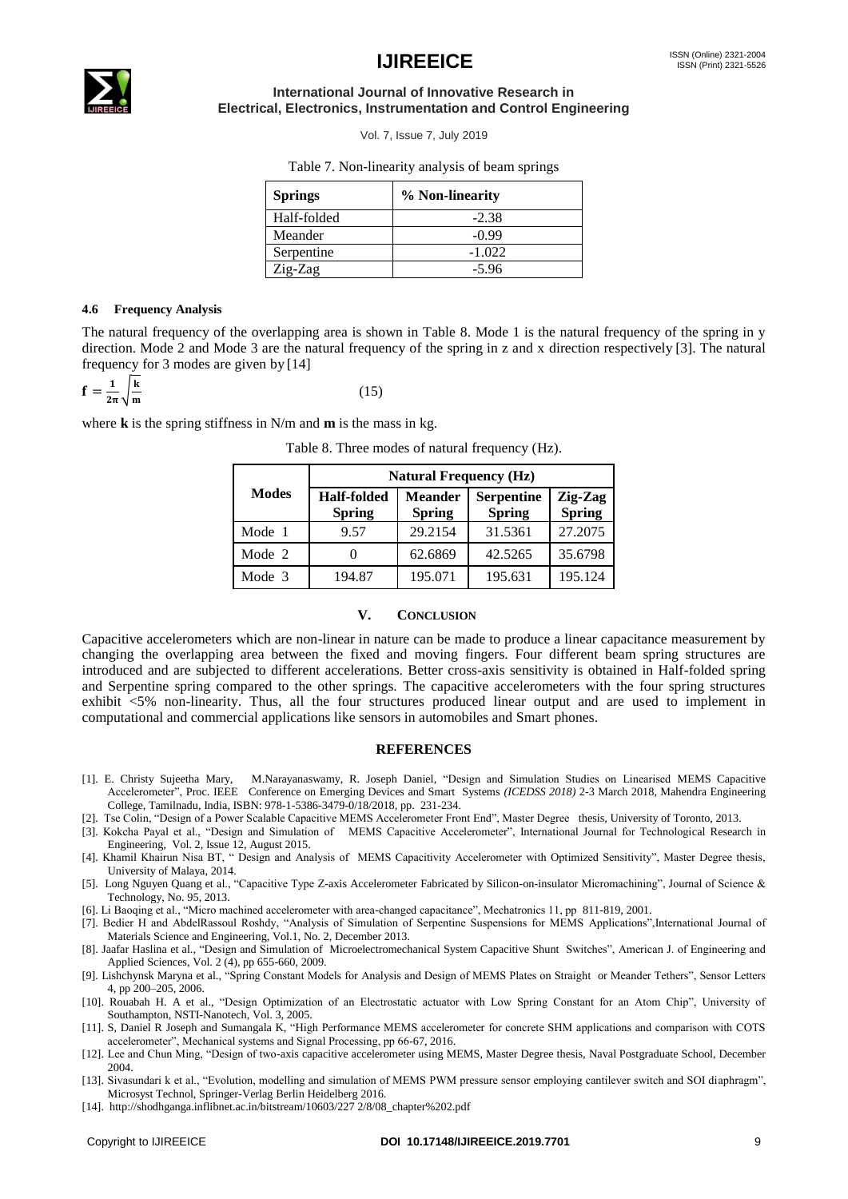Table 7. Non-linearity analysis of beam springs

| Springs | % Non-linearity |
|---|---|
| Half-folded | -2.38 |
| Meander | -0.99 |
| Serpentine | -1.022 |
| Zig-Zag | -5.96 |

### 4.6 Frequency Analysis

The natural frequency of the overlapping area is shown in Table 8. Mode 1 is the natural frequency of the spring in y direction. Mode 2 and Mode 3 are the natural frequency of the spring in z and x direction respectively [3]. The natural frequency for 3 modes are given by [14]

$$\mathbf{f} = \frac{1}{2\pi}\sqrt{\frac{\mathbf{k}}{\mathbf{m}}} \quad (15)$$

where **k** is the spring stiffness in N/m and **m** is the mass in kg.

Table 8. Three modes of natural frequency (Hz).

| Modes | Natural Frequency (Hz) | | | |
|---|---|---|---|---|
| | Half-folded Spring | Meander Spring | Serpentine Spring | Zig-Zag Spring |
| Mode 1 | 9.57 | 29.2154 | 31.5361 | 27.2075 |
| Mode 2 | 0 | 62.6869 | 42.5265 | 35.6798 |
| Mode 3 | 194.87 | 195.071 | 195.631 | 195.124 |

## V. CONCLUSION

Capacitive accelerometers which are non-linear in nature can be made to produce a linear capacitance measurement by changing the overlapping area between the fixed and moving fingers. Four different beam spring structures are introduced and are subjected to different accelerations. Better cross-axis sensitivity is obtained in Half-folded spring and Serpentine spring compared to the other springs. The capacitive accelerometers with the four spring structures exhibit <5% non-linearity. Thus, all the four structures produced linear output and are used to implement in computational and commercial applications like sensors in automobiles and Smart phones.

## REFERENCES

[1]. E. Christy Sujeetha Mary, M.Narayanaswamy, R. Joseph Daniel, "Design and Simulation Studies on Linearised MEMS Capacitive Accelerometer", Proc. IEEE Conference on Emerging Devices and Smart Systems *(ICEDSS 2018)* 2-3 March 2018, Mahendra Engineering College, Tamilnadu, India, ISBN: 978-1-5386-3479-0/18/2018, pp. 231-234.

[2]. Tse Colin, "Design of a Power Scalable Capacitive MEMS Accelerometer Front End", Master Degree thesis, University of Toronto, 2013.

[3]. Kokcha Payal et al., "Design and Simulation of MEMS Capacitive Accelerometer", International Journal for Technological Research in Engineering, Vol. 2, Issue 12, August 2015.

[4]. Khamil Khairun Nisa BT, " Design and Analysis of MEMS Capacitivity Accelerometer with Optimized Sensitivity", Master Degree thesis, University of Malaya, 2014.

[5]. Long Nguyen Quang et al., "Capacitive Type Z-axis Accelerometer Fabricated by Silicon-on-insulator Micromachining", Journal of Science & Technology, No. 95, 2013.

[6]. Li Baoqing et al., "Micro machined accelerometer with area-changed capacitance", Mechatronics 11, pp 811-819, 2001.

[7]. Bedier H and AbdelRassoul Roshdy, "Analysis of Simulation of Serpentine Suspensions for MEMS Applications",International Journal of Materials Science and Engineering, Vol.1, No. 2, December 2013.

[8]. Jaafar Haslina et al., "Design and Simulation of Microelectromechanical System Capacitive Shunt Switches", American J. of Engineering and Applied Sciences, Vol. 2 (4), pp 655-660, 2009.

[9]. Lishchynsk Maryna et al., "Spring Constant Models for Analysis and Design of MEMS Plates on Straight or Meander Tethers", Sensor Letters 4, pp 200–205, 2006.

[10]. Rouabah H. A et al., "Design Optimization of an Electrostatic actuator with Low Spring Constant for an Atom Chip", University of Southampton, NSTI-Nanotech, Vol. 3, 2005.

[11]. S, Daniel R Joseph and Sumangala K, "High Performance MEMS accelerometer for concrete SHM applications and comparison with COTS accelerometer", Mechanical systems and Signal Processing, pp 66-67, 2016.

[12]. Lee and Chun Ming, "Design of two-axis capacitive accelerometer using MEMS, Master Degree thesis, Naval Postgraduate School, December 2004.

[13]. Sivasundari k et al., "Evolution, modelling and simulation of MEMS PWM pressure sensor employing cantilever switch and SOI diaphragm", Microsyst Technol, Springer-Verlag Berlin Heidelberg 2016.

[14]. http://shodhganga.inflibnet.ac.in/bitstream/10603/227 2/8/08_chapter%202.pdf